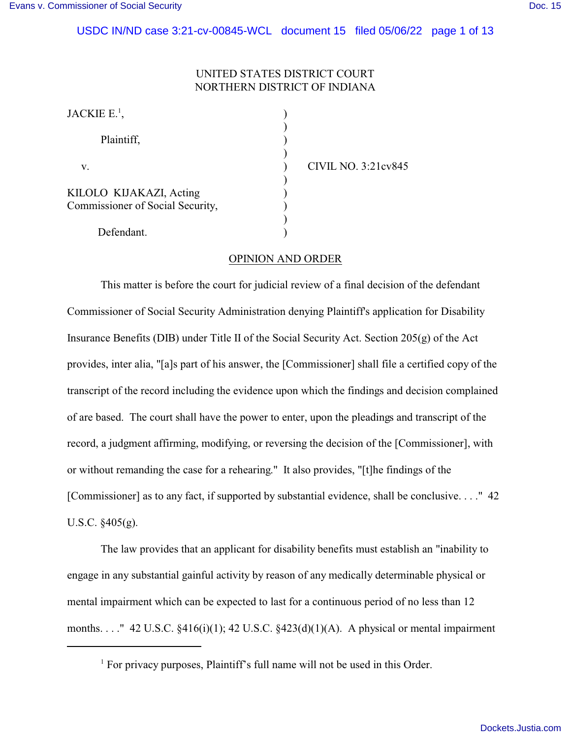UNITED STATES DISTRICT COURT
NORTHERN DISTRICT OF INDIANA

JACKIE E.[1],

Plaintiff,

v.

KILOLO KIJAKAZI, Acting Commissioner of Social Security,

Defendant.

CIVIL NO. 3:21cv845

## OPINION AND ORDER

This matter is before the court for judicial review of a final decision of the defendant Commissioner of Social Security Administration denying Plaintiff's application for Disability Insurance Benefits (DIB) under Title II of the Social Security Act. Section 205(g) of the Act provides, inter alia, "[a]s part of his answer, the [Commissioner] shall file a certified copy of the transcript of the record including the evidence upon which the findings and decision complained of are based. The court shall have the power to enter, upon the pleadings and transcript of the record, a judgment affirming, modifying, or reversing the decision of the [Commissioner], with or without remanding the case for a rehearing." It also provides, "[t]he findings of the [Commissioner] as to any fact, if supported by substantial evidence, shall be conclusive. . . ." 42 U.S.C. §405(g).

The law provides that an applicant for disability benefits must establish an "inability to engage in any substantial gainful activity by reason of any medically determinable physical or mental impairment which can be expected to last for a continuous period of no less than 12 months. . . ." 42 U.S.C. §416(i)(1); 42 U.S.C. §423(d)(1)(A). A physical or mental impairment

[1] For privacy purposes, Plaintiff's full name will not be used in this Order.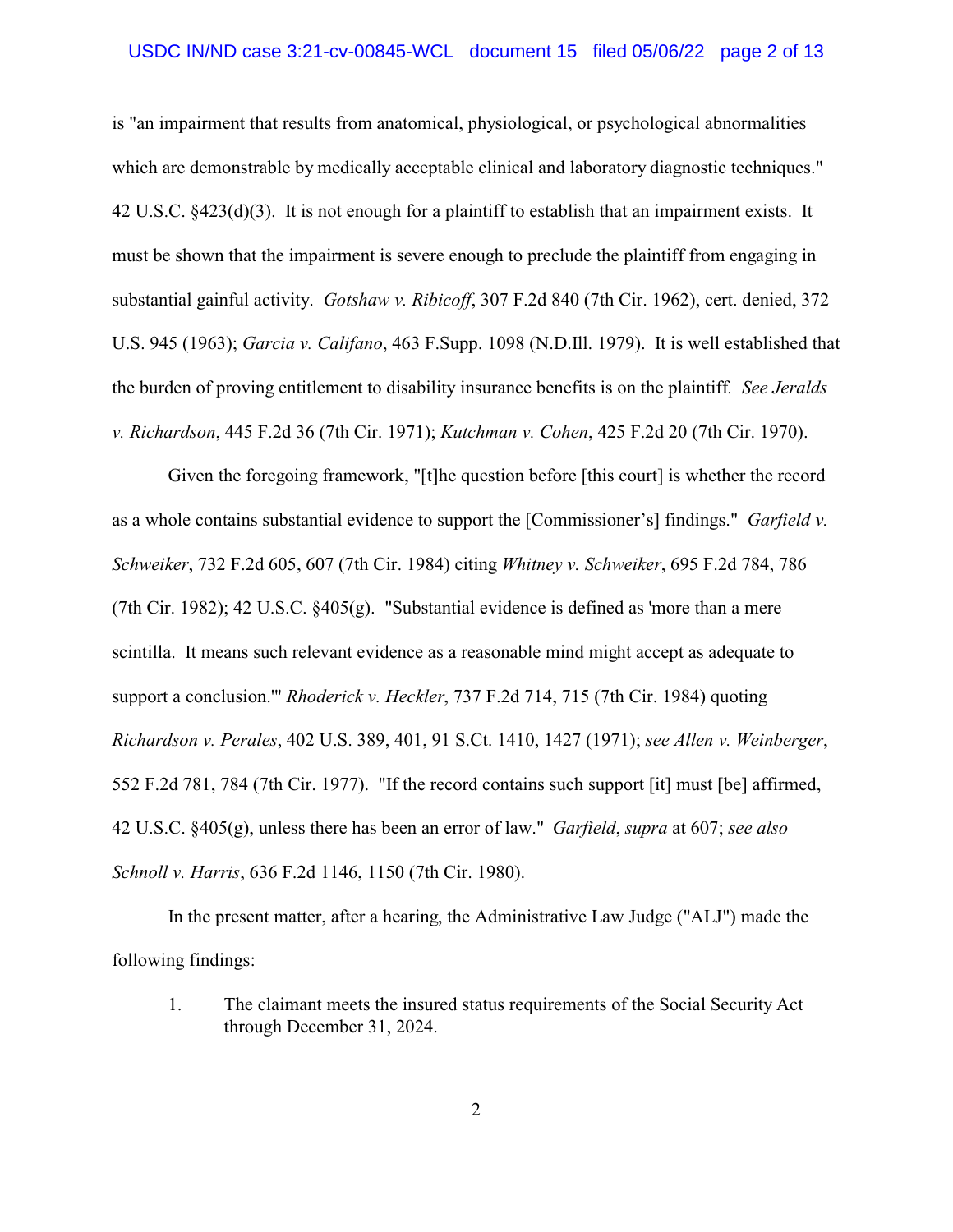is "an impairment that results from anatomical, physiological, or psychological abnormalities which are demonstrable by medically acceptable clinical and laboratory diagnostic techniques." 42 U.S.C. §423(d)(3). It is not enough for a plaintiff to establish that an impairment exists. It must be shown that the impairment is severe enough to preclude the plaintiff from engaging in substantial gainful activity. *Gotshaw v. Ribicoff*, 307 F.2d 840 (7th Cir. 1962), cert. denied, 372 U.S. 945 (1963); *Garcia v. Califano*, 463 F.Supp. 1098 (N.D.Ill. 1979). It is well established that the burden of proving entitlement to disability insurance benefits is on the plaintiff. *See Jeralds v. Richardson*, 445 F.2d 36 (7th Cir. 1971); *Kutchman v. Cohen*, 425 F.2d 20 (7th Cir. 1970).

Given the foregoing framework, "[t]he question before [this court] is whether the record as a whole contains substantial evidence to support the [Commissioner's] findings." *Garfield v. Schweiker*, 732 F.2d 605, 607 (7th Cir. 1984) citing *Whitney v. Schweiker*, 695 F.2d 784, 786 (7th Cir. 1982); 42 U.S.C. §405(g). "Substantial evidence is defined as 'more than a mere scintilla. It means such relevant evidence as a reasonable mind might accept as adequate to support a conclusion.'" *Rhoderick v. Heckler*, 737 F.2d 714, 715 (7th Cir. 1984) quoting *Richardson v. Perales*, 402 U.S. 389, 401, 91 S.Ct. 1410, 1427 (1971); *see Allen v. Weinberger*, 552 F.2d 781, 784 (7th Cir. 1977). "If the record contains such support [it] must [be] affirmed, 42 U.S.C. §405(g), unless there has been an error of law." *Garfield*, *supra* at 607; *see also Schnoll v. Harris*, 636 F.2d 1146, 1150 (7th Cir. 1980).

In the present matter, after a hearing, the Administrative Law Judge ("ALJ") made the following findings:

1. The claimant meets the insured status requirements of the Social Security Act through December 31, 2024.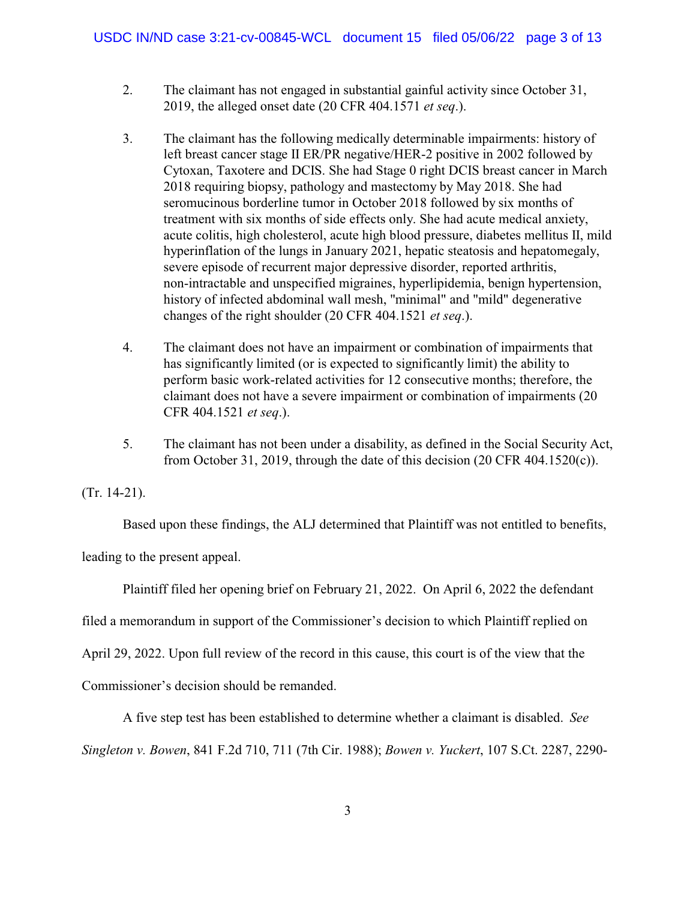2. The claimant has not engaged in substantial gainful activity since October 31, 2019, the alleged onset date (20 CFR 404.1571 *et seq*.).

3. The claimant has the following medically determinable impairments: history of left breast cancer stage II ER/PR negative/HER-2 positive in 2002 followed by Cytoxan, Taxotere and DCIS. She had Stage 0 right DCIS breast cancer in March 2018 requiring biopsy, pathology and mastectomy by May 2018. She had seromucinous borderline tumor in October 2018 followed by six months of treatment with six months of side effects only. She had acute medical anxiety, acute colitis, high cholesterol, acute high blood pressure, diabetes mellitus II, mild hyperinflation of the lungs in January 2021, hepatic steatosis and hepatomegaly, severe episode of recurrent major depressive disorder, reported arthritis, non-intractable and unspecified migraines, hyperlipidemia, benign hypertension, history of infected abdominal wall mesh, "minimal" and "mild" degenerative changes of the right shoulder (20 CFR 404.1521 *et seq*.).

4. The claimant does not have an impairment or combination of impairments that has significantly limited (or is expected to significantly limit) the ability to perform basic work-related activities for 12 consecutive months; therefore, the claimant does not have a severe impairment or combination of impairments (20 CFR 404.1521 *et seq*.).

5. The claimant has not been under a disability, as defined in the Social Security Act, from October 31, 2019, through the date of this decision (20 CFR 404.1520(c)).

(Tr. 14-21).

Based upon these findings, the ALJ determined that Plaintiff was not entitled to benefits, leading to the present appeal.

Plaintiff filed her opening brief on February 21, 2022. On April 6, 2022 the defendant filed a memorandum in support of the Commissioner's decision to which Plaintiff replied on April 29, 2022. Upon full review of the record in this cause, this court is of the view that the Commissioner's decision should be remanded.

A five step test has been established to determine whether a claimant is disabled. *See Singleton v. Bowen*, 841 F.2d 710, 711 (7th Cir. 1988); *Bowen v. Yuckert*, 107 S.Ct. 2287, 2290-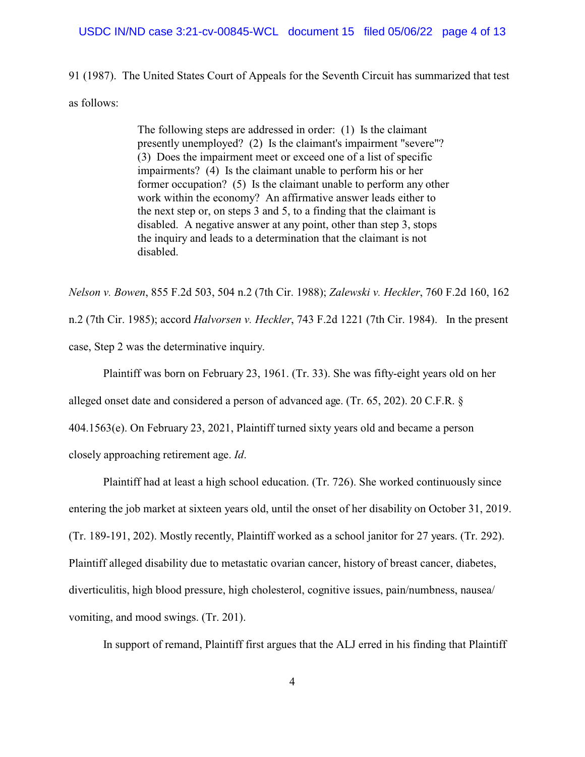91 (1987). The United States Court of Appeals for the Seventh Circuit has summarized that test as follows:

> The following steps are addressed in order: (1) Is the claimant presently unemployed? (2) Is the claimant's impairment "severe"? (3) Does the impairment meet or exceed one of a list of specific impairments? (4) Is the claimant unable to perform his or her former occupation? (5) Is the claimant unable to perform any other work within the economy? An affirmative answer leads either to the next step or, on steps 3 and 5, to a finding that the claimant is disabled. A negative answer at any point, other than step 3, stops the inquiry and leads to a determination that the claimant is not disabled.

*Nelson v. Bowen*, 855 F.2d 503, 504 n.2 (7th Cir. 1988); *Zalewski v. Heckler*, 760 F.2d 160, 162 n.2 (7th Cir. 1985); accord *Halvorsen v. Heckler*, 743 F.2d 1221 (7th Cir. 1984). In the present case, Step 2 was the determinative inquiry.

Plaintiff was born on February 23, 1961. (Tr. 33). She was fifty-eight years old on her alleged onset date and considered a person of advanced age. (Tr. 65, 202). 20 C.F.R. § 404.1563(e). On February 23, 2021, Plaintiff turned sixty years old and became a person closely approaching retirement age. *Id*.

Plaintiff had at least a high school education. (Tr. 726). She worked continuously since entering the job market at sixteen years old, until the onset of her disability on October 31, 2019. (Tr. 189-191, 202). Mostly recently, Plaintiff worked as a school janitor for 27 years. (Tr. 292). Plaintiff alleged disability due to metastatic ovarian cancer, history of breast cancer, diabetes, diverticulitis, high blood pressure, high cholesterol, cognitive issues, pain/numbness, nausea/ vomiting, and mood swings. (Tr. 201).

In support of remand, Plaintiff first argues that the ALJ erred in his finding that Plaintiff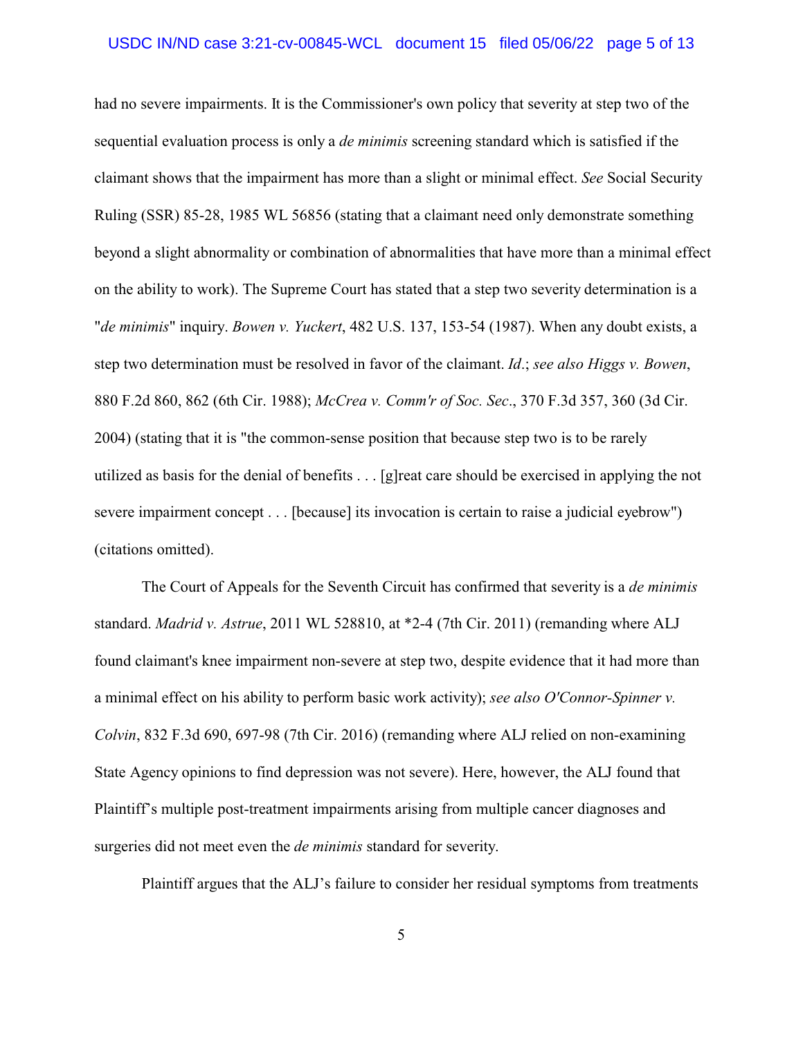had no severe impairments. It is the Commissioner's own policy that severity at step two of the sequential evaluation process is only a *de minimis* screening standard which is satisfied if the claimant shows that the impairment has more than a slight or minimal effect. *See* Social Security Ruling (SSR) 85-28, 1985 WL 56856 (stating that a claimant need only demonstrate something beyond a slight abnormality or combination of abnormalities that have more than a minimal effect on the ability to work). The Supreme Court has stated that a step two severity determination is a "*de minimis*" inquiry. *Bowen v. Yuckert*, 482 U.S. 137, 153-54 (1987). When any doubt exists, a step two determination must be resolved in favor of the claimant. *Id*.; *see also Higgs v. Bowen*, 880 F.2d 860, 862 (6th Cir. 1988); *McCrea v. Comm'r of Soc. Sec*., 370 F.3d 357, 360 (3d Cir. 2004) (stating that it is "the common-sense position that because step two is to be rarely utilized as basis for the denial of benefits . . . [g]reat care should be exercised in applying the not severe impairment concept . . . [because] its invocation is certain to raise a judicial eyebrow") (citations omitted).

The Court of Appeals for the Seventh Circuit has confirmed that severity is a *de minimis* standard. *Madrid v. Astrue*, 2011 WL 528810, at *2-4 (7th Cir. 2011) (remanding where ALJ found claimant's knee impairment non-severe at step two, despite evidence that it had more than a minimal effect on his ability to perform basic work activity); *see also O'Connor-Spinner v. Colvin*, 832 F.3d 690, 697-98 (7th Cir. 2016) (remanding where ALJ relied on non-examining State Agency opinions to find depression was not severe). Here, however, the ALJ found that Plaintiff's multiple post-treatment impairments arising from multiple cancer diagnoses and surgeries did not meet even the *de minimis* standard for severity.

Plaintiff argues that the ALJ's failure to consider her residual symptoms from treatments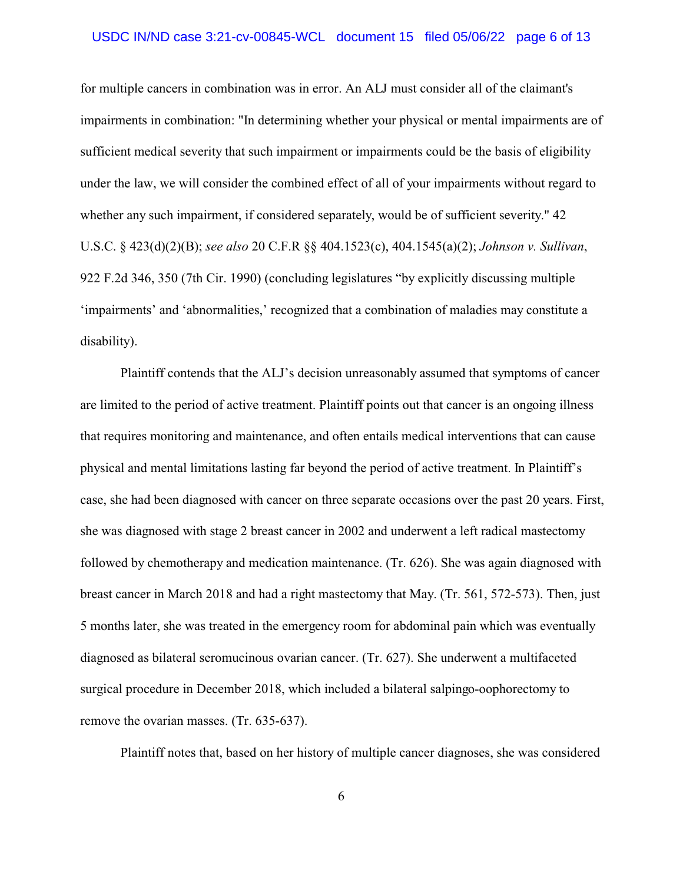for multiple cancers in combination was in error. An ALJ must consider all of the claimant's impairments in combination: "In determining whether your physical or mental impairments are of sufficient medical severity that such impairment or impairments could be the basis of eligibility under the law, we will consider the combined effect of all of your impairments without regard to whether any such impairment, if considered separately, would be of sufficient severity." 42 U.S.C. § 423(d)(2)(B); *see also* 20 C.F.R §§ 404.1523(c), 404.1545(a)(2); *Johnson v. Sullivan*, 922 F.2d 346, 350 (7th Cir. 1990) (concluding legislatures "by explicitly discussing multiple 'impairments' and 'abnormalities,' recognized that a combination of maladies may constitute a disability).

Plaintiff contends that the ALJ's decision unreasonably assumed that symptoms of cancer are limited to the period of active treatment. Plaintiff points out that cancer is an ongoing illness that requires monitoring and maintenance, and often entails medical interventions that can cause physical and mental limitations lasting far beyond the period of active treatment. In Plaintiff's case, she had been diagnosed with cancer on three separate occasions over the past 20 years. First, she was diagnosed with stage 2 breast cancer in 2002 and underwent a left radical mastectomy followed by chemotherapy and medication maintenance. (Tr. 626). She was again diagnosed with breast cancer in March 2018 and had a right mastectomy that May. (Tr. 561, 572-573). Then, just 5 months later, she was treated in the emergency room for abdominal pain which was eventually diagnosed as bilateral seromucinous ovarian cancer. (Tr. 627). She underwent a multifaceted surgical procedure in December 2018, which included a bilateral salpingo-oophorectomy to remove the ovarian masses. (Tr. 635-637).

Plaintiff notes that, based on her history of multiple cancer diagnoses, she was considered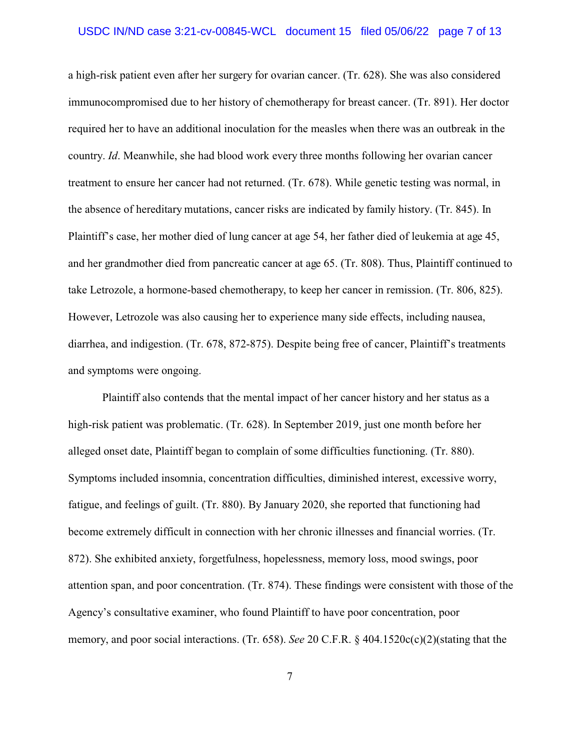a high-risk patient even after her surgery for ovarian cancer. (Tr. 628). She was also considered immunocompromised due to her history of chemotherapy for breast cancer. (Tr. 891). Her doctor required her to have an additional inoculation for the measles when there was an outbreak in the country. *Id*. Meanwhile, she had blood work every three months following her ovarian cancer treatment to ensure her cancer had not returned. (Tr. 678). While genetic testing was normal, in the absence of hereditary mutations, cancer risks are indicated by family history. (Tr. 845). In Plaintiff's case, her mother died of lung cancer at age 54, her father died of leukemia at age 45, and her grandmother died from pancreatic cancer at age 65. (Tr. 808). Thus, Plaintiff continued to take Letrozole, a hormone-based chemotherapy, to keep her cancer in remission. (Tr. 806, 825). However, Letrozole was also causing her to experience many side effects, including nausea, diarrhea, and indigestion. (Tr. 678, 872-875). Despite being free of cancer, Plaintiff's treatments and symptoms were ongoing.

Plaintiff also contends that the mental impact of her cancer history and her status as a high-risk patient was problematic. (Tr. 628). In September 2019, just one month before her alleged onset date, Plaintiff began to complain of some difficulties functioning. (Tr. 880). Symptoms included insomnia, concentration difficulties, diminished interest, excessive worry, fatigue, and feelings of guilt. (Tr. 880). By January 2020, she reported that functioning had become extremely difficult in connection with her chronic illnesses and financial worries. (Tr. 872). She exhibited anxiety, forgetfulness, hopelessness, memory loss, mood swings, poor attention span, and poor concentration. (Tr. 874). These findings were consistent with those of the Agency's consultative examiner, who found Plaintiff to have poor concentration, poor memory, and poor social interactions. (Tr. 658). *See* 20 C.F.R. § 404.1520c(c)(2)(stating that the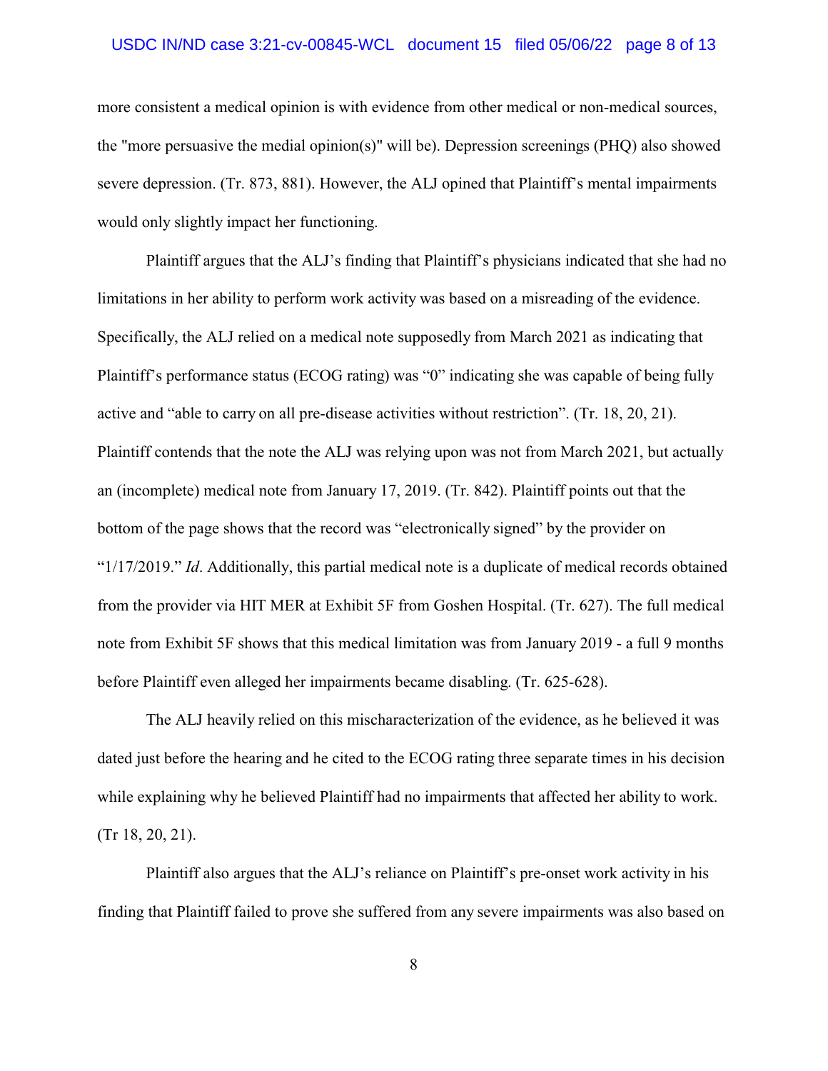more consistent a medical opinion is with evidence from other medical or non-medical sources, the "more persuasive the medial opinion(s)" will be). Depression screenings (PHQ) also showed severe depression. (Tr. 873, 881). However, the ALJ opined that Plaintiff's mental impairments would only slightly impact her functioning.

Plaintiff argues that the ALJ's finding that Plaintiff's physicians indicated that she had no limitations in her ability to perform work activity was based on a misreading of the evidence. Specifically, the ALJ relied on a medical note supposedly from March 2021 as indicating that Plaintiff's performance status (ECOG rating) was "0" indicating she was capable of being fully active and "able to carry on all pre-disease activities without restriction". (Tr. 18, 20, 21). Plaintiff contends that the note the ALJ was relying upon was not from March 2021, but actually an (incomplete) medical note from January 17, 2019. (Tr. 842). Plaintiff points out that the bottom of the page shows that the record was "electronically signed" by the provider on "1/17/2019." *Id*. Additionally, this partial medical note is a duplicate of medical records obtained from the provider via HIT MER at Exhibit 5F from Goshen Hospital. (Tr. 627). The full medical note from Exhibit 5F shows that this medical limitation was from January 2019 - a full 9 months before Plaintiff even alleged her impairments became disabling. (Tr. 625-628).

The ALJ heavily relied on this mischaracterization of the evidence, as he believed it was dated just before the hearing and he cited to the ECOG rating three separate times in his decision while explaining why he believed Plaintiff had no impairments that affected her ability to work. (Tr 18, 20, 21).

Plaintiff also argues that the ALJ's reliance on Plaintiff's pre-onset work activity in his finding that Plaintiff failed to prove she suffered from any severe impairments was also based on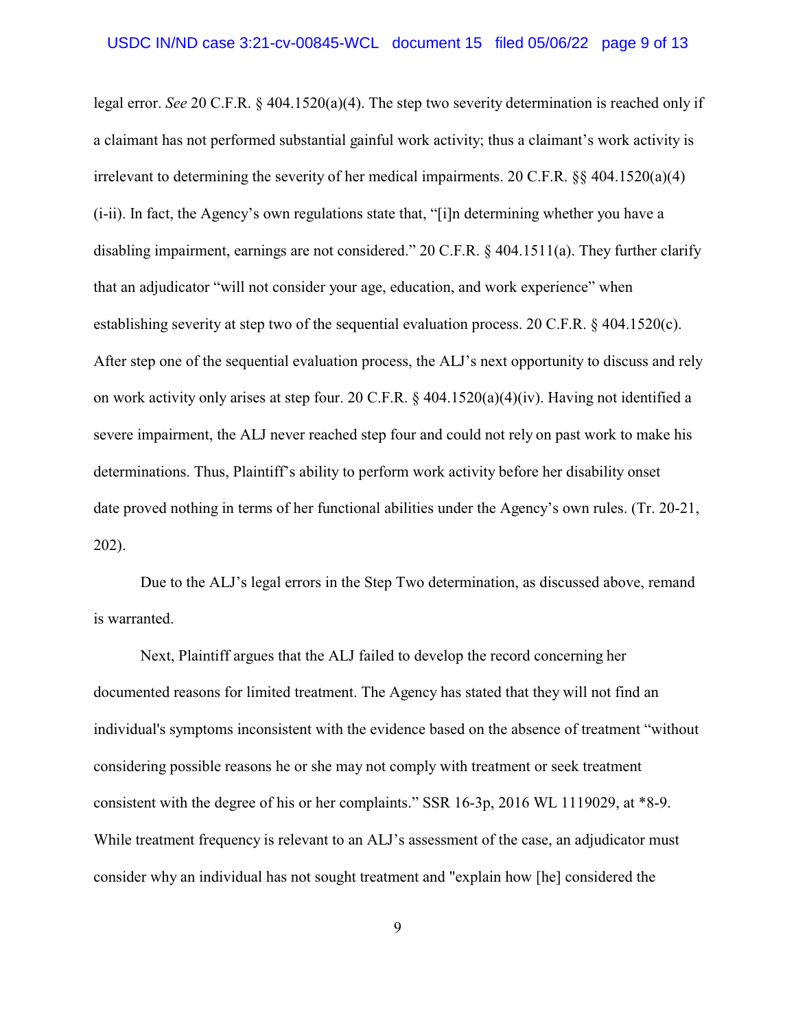legal error. *See* 20 C.F.R. § 404.1520(a)(4). The step two severity determination is reached only if a claimant has not performed substantial gainful work activity; thus a claimant's work activity is irrelevant to determining the severity of her medical impairments. 20 C.F.R. §§ 404.1520(a)(4)(i-ii). In fact, the Agency's own regulations state that, "[i]n determining whether you have a disabling impairment, earnings are not considered." 20 C.F.R. § 404.1511(a). They further clarify that an adjudicator "will not consider your age, education, and work experience" when establishing severity at step two of the sequential evaluation process. 20 C.F.R. § 404.1520(c). After step one of the sequential evaluation process, the ALJ's next opportunity to discuss and rely on work activity only arises at step four. 20 C.F.R. § 404.1520(a)(4)(iv). Having not identified a severe impairment, the ALJ never reached step four and could not rely on past work to make his determinations. Thus, Plaintiff's ability to perform work activity before her disability onset date proved nothing in terms of her functional abilities under the Agency's own rules. (Tr. 20-21, 202).

Due to the ALJ's legal errors in the Step Two determination, as discussed above, remand is warranted.

Next, Plaintiff argues that the ALJ failed to develop the record concerning her documented reasons for limited treatment. The Agency has stated that they will not find an individual's symptoms inconsistent with the evidence based on the absence of treatment "without considering possible reasons he or she may not comply with treatment or seek treatment consistent with the degree of his or her complaints." SSR 16-3p, 2016 WL 1119029, at *8-9. While treatment frequency is relevant to an ALJ's assessment of the case, an adjudicator must consider why an individual has not sought treatment and "explain how [he] considered the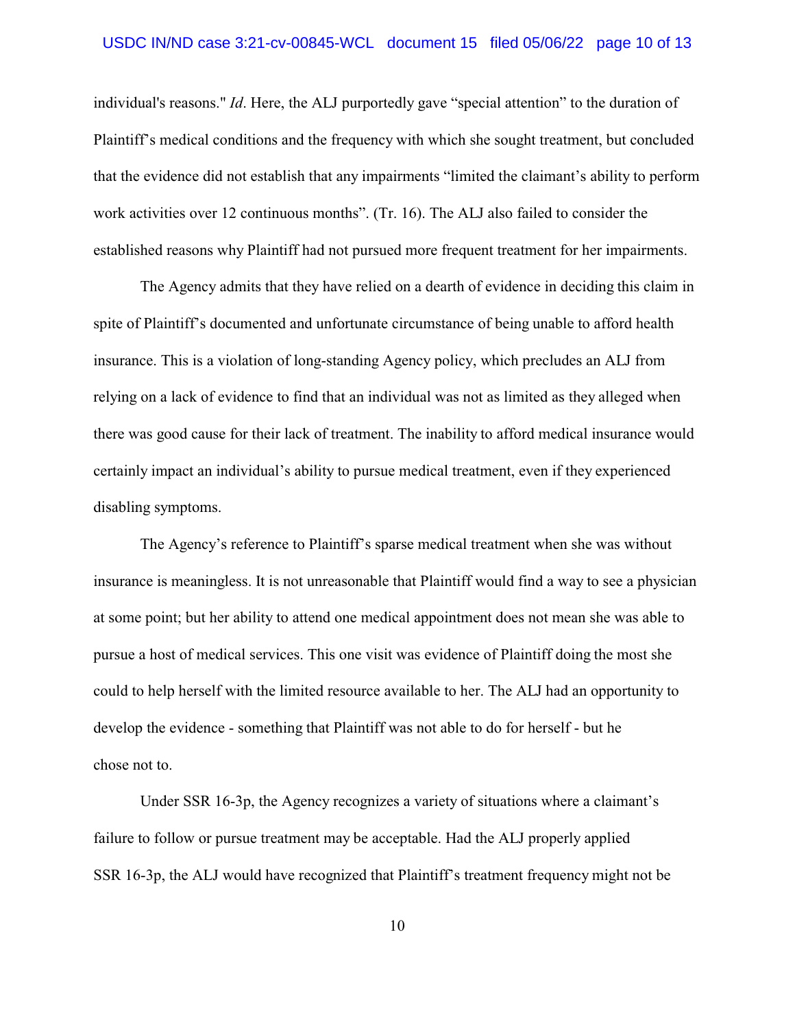individual's reasons." *Id*. Here, the ALJ purportedly gave “special attention” to the duration of Plaintiff’s medical conditions and the frequency with which she sought treatment, but concluded that the evidence did not establish that any impairments “limited the claimant’s ability to perform work activities over 12 continuous months”. (Tr. 16). The ALJ also failed to consider the established reasons why Plaintiff had not pursued more frequent treatment for her impairments.

The Agency admits that they have relied on a dearth of evidence in deciding this claim in spite of Plaintiff’s documented and unfortunate circumstance of being unable to afford health insurance. This is a violation of long-standing Agency policy, which precludes an ALJ from relying on a lack of evidence to find that an individual was not as limited as they alleged when there was good cause for their lack of treatment. The inability to afford medical insurance would certainly impact an individual’s ability to pursue medical treatment, even if they experienced disabling symptoms.

The Agency’s reference to Plaintiff’s sparse medical treatment when she was without insurance is meaningless. It is not unreasonable that Plaintiff would find a way to see a physician at some point; but her ability to attend one medical appointment does not mean she was able to pursue a host of medical services. This one visit was evidence of Plaintiff doing the most she could to help herself with the limited resource available to her. The ALJ had an opportunity to develop the evidence - something that Plaintiff was not able to do for herself - but he chose not to.

Under SSR 16-3p, the Agency recognizes a variety of situations where a claimant’s failure to follow or pursue treatment may be acceptable. Had the ALJ properly applied SSR 16-3p, the ALJ would have recognized that Plaintiff’s treatment frequency might not be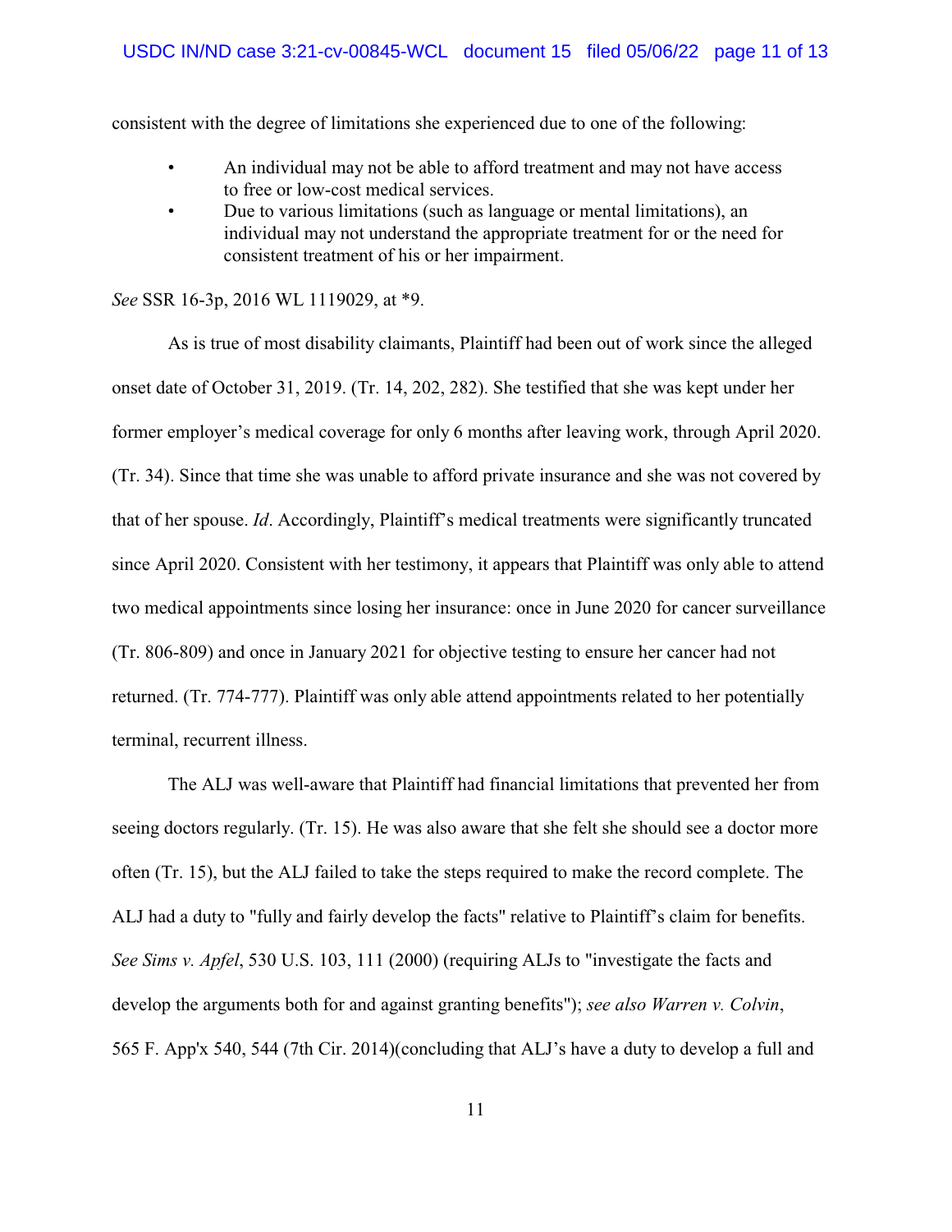consistent with the degree of limitations she experienced due to one of the following:

- An individual may not be able to afford treatment and may not have access to free or low-cost medical services.
- Due to various limitations (such as language or mental limitations), an individual may not understand the appropriate treatment for or the need for consistent treatment of his or her impairment.

*See* SSR 16-3p, 2016 WL 1119029, at *9.

As is true of most disability claimants, Plaintiff had been out of work since the alleged onset date of October 31, 2019. (Tr. 14, 202, 282). She testified that she was kept under her former employer's medical coverage for only 6 months after leaving work, through April 2020. (Tr. 34). Since that time she was unable to afford private insurance and she was not covered by that of her spouse. *Id*. Accordingly, Plaintiff's medical treatments were significantly truncated since April 2020. Consistent with her testimony, it appears that Plaintiff was only able to attend two medical appointments since losing her insurance: once in June 2020 for cancer surveillance (Tr. 806-809) and once in January 2021 for objective testing to ensure her cancer had not returned. (Tr. 774-777). Plaintiff was only able attend appointments related to her potentially terminal, recurrent illness.

The ALJ was well-aware that Plaintiff had financial limitations that prevented her from seeing doctors regularly. (Tr. 15). He was also aware that she felt she should see a doctor more often (Tr. 15), but the ALJ failed to take the steps required to make the record complete. The ALJ had a duty to "fully and fairly develop the facts" relative to Plaintiff's claim for benefits. *See Sims v. Apfel*, 530 U.S. 103, 111 (2000) (requiring ALJs to "investigate the facts and develop the arguments both for and against granting benefits"); *see also Warren v. Colvin*, 565 F. App'x 540, 544 (7th Cir. 2014)(concluding that ALJ's have a duty to develop a full and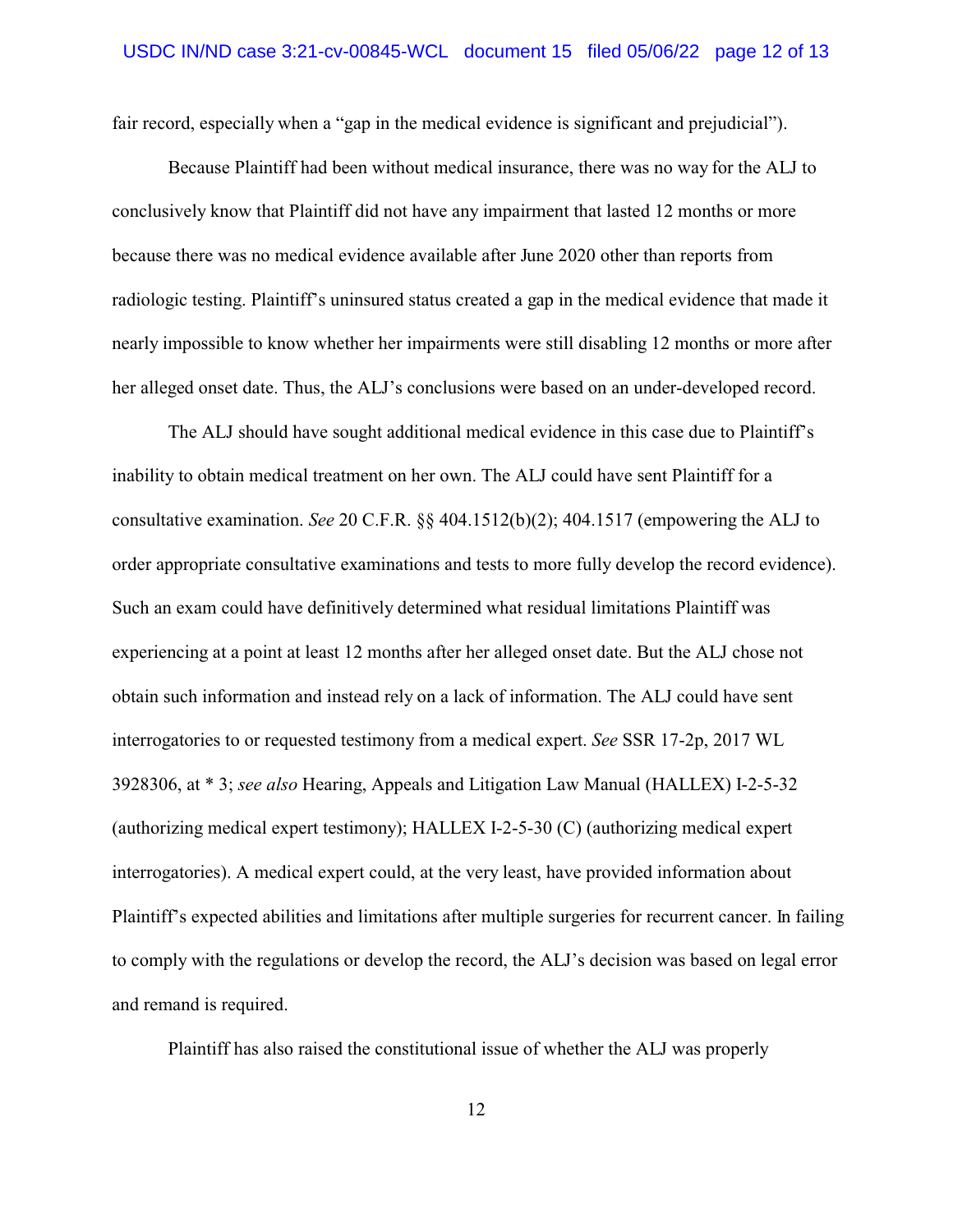fair record, especially when a "gap in the medical evidence is significant and prejudicial").

Because Plaintiff had been without medical insurance, there was no way for the ALJ to conclusively know that Plaintiff did not have any impairment that lasted 12 months or more because there was no medical evidence available after June 2020 other than reports from radiologic testing. Plaintiff's uninsured status created a gap in the medical evidence that made it nearly impossible to know whether her impairments were still disabling 12 months or more after her alleged onset date. Thus, the ALJ's conclusions were based on an under-developed record.

The ALJ should have sought additional medical evidence in this case due to Plaintiff's inability to obtain medical treatment on her own. The ALJ could have sent Plaintiff for a consultative examination. *See* 20 C.F.R. §§ 404.1512(b)(2); 404.1517 (empowering the ALJ to order appropriate consultative examinations and tests to more fully develop the record evidence). Such an exam could have definitively determined what residual limitations Plaintiff was experiencing at a point at least 12 months after her alleged onset date. But the ALJ chose not obtain such information and instead rely on a lack of information. The ALJ could have sent interrogatories to or requested testimony from a medical expert. *See* SSR 17-2p, 2017 WL 3928306, at * 3; *see also* Hearing, Appeals and Litigation Law Manual (HALLEX) I-2-5-32 (authorizing medical expert testimony); HALLEX I-2-5-30 (C) (authorizing medical expert interrogatories). A medical expert could, at the very least, have provided information about Plaintiff's expected abilities and limitations after multiple surgeries for recurrent cancer. In failing to comply with the regulations or develop the record, the ALJ's decision was based on legal error and remand is required.

Plaintiff has also raised the constitutional issue of whether the ALJ was properly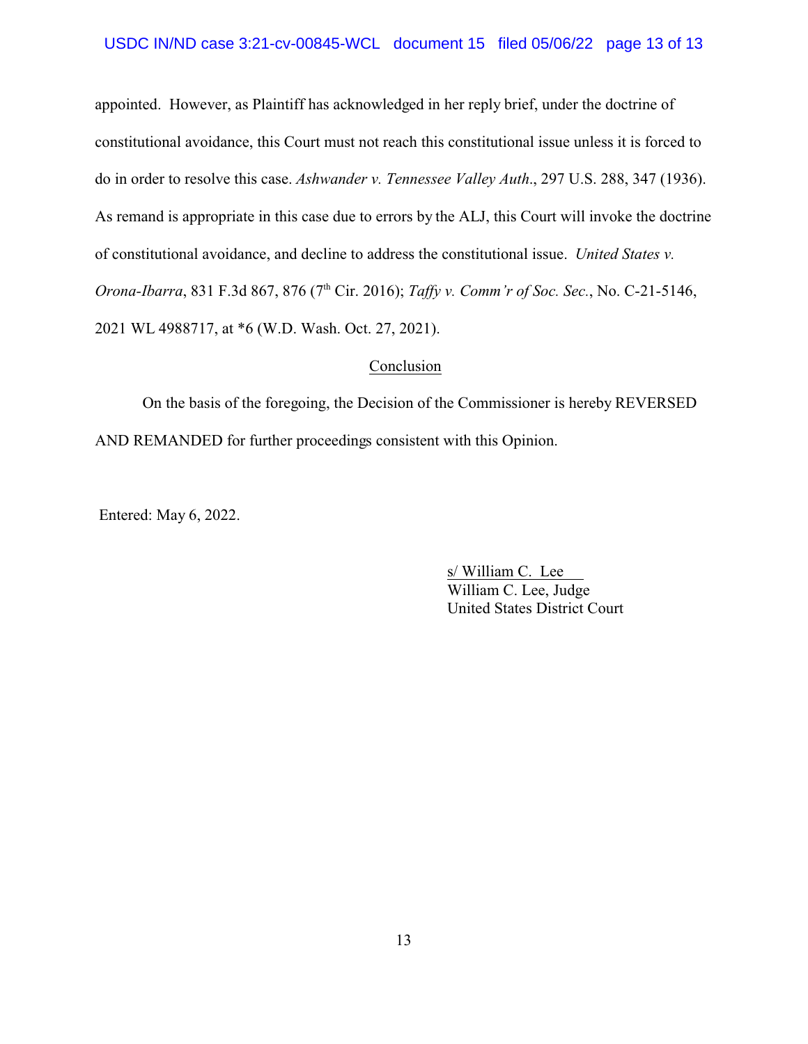appointed. However, as Plaintiff has acknowledged in her reply brief, under the doctrine of constitutional avoidance, this Court must not reach this constitutional issue unless it is forced to do in order to resolve this case. *Ashwander v. Tennessee Valley Auth*., 297 U.S. 288, 347 (1936). As remand is appropriate in this case due to errors by the ALJ, this Court will invoke the doctrine of constitutional avoidance, and decline to address the constitutional issue. *United States v. Orona-Ibarra*, 831 F.3d 867, 876 (7th Cir. 2016); *Taffy v. Comm'r of Soc. Sec.*, No. C-21-5146, 2021 WL 4988717, at *6 (W.D. Wash. Oct. 27, 2021).

## Conclusion

On the basis of the foregoing, the Decision of the Commissioner is hereby REVERSED AND REMANDED for further proceedings consistent with this Opinion.

Entered: May 6, 2022.

s/ William C. Lee
William C. Lee, Judge
United States District Court